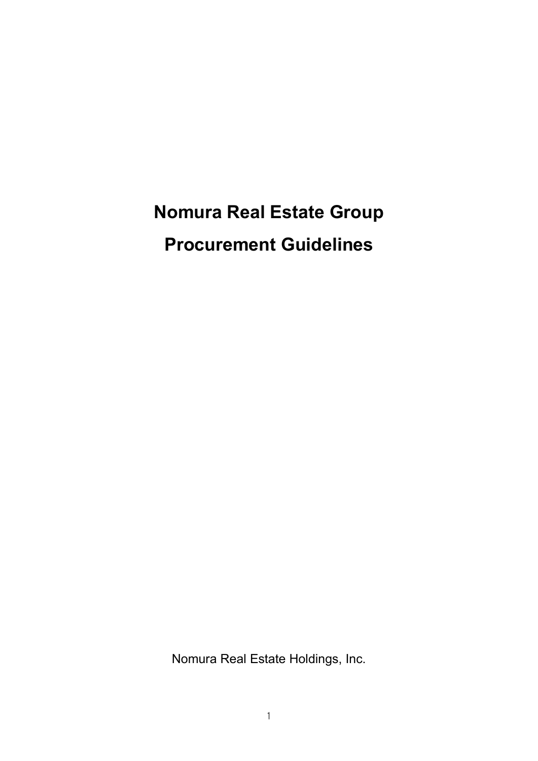# Nomura Real Estate Group Procurement Guidelines

Nomura Real Estate Holdings, Inc.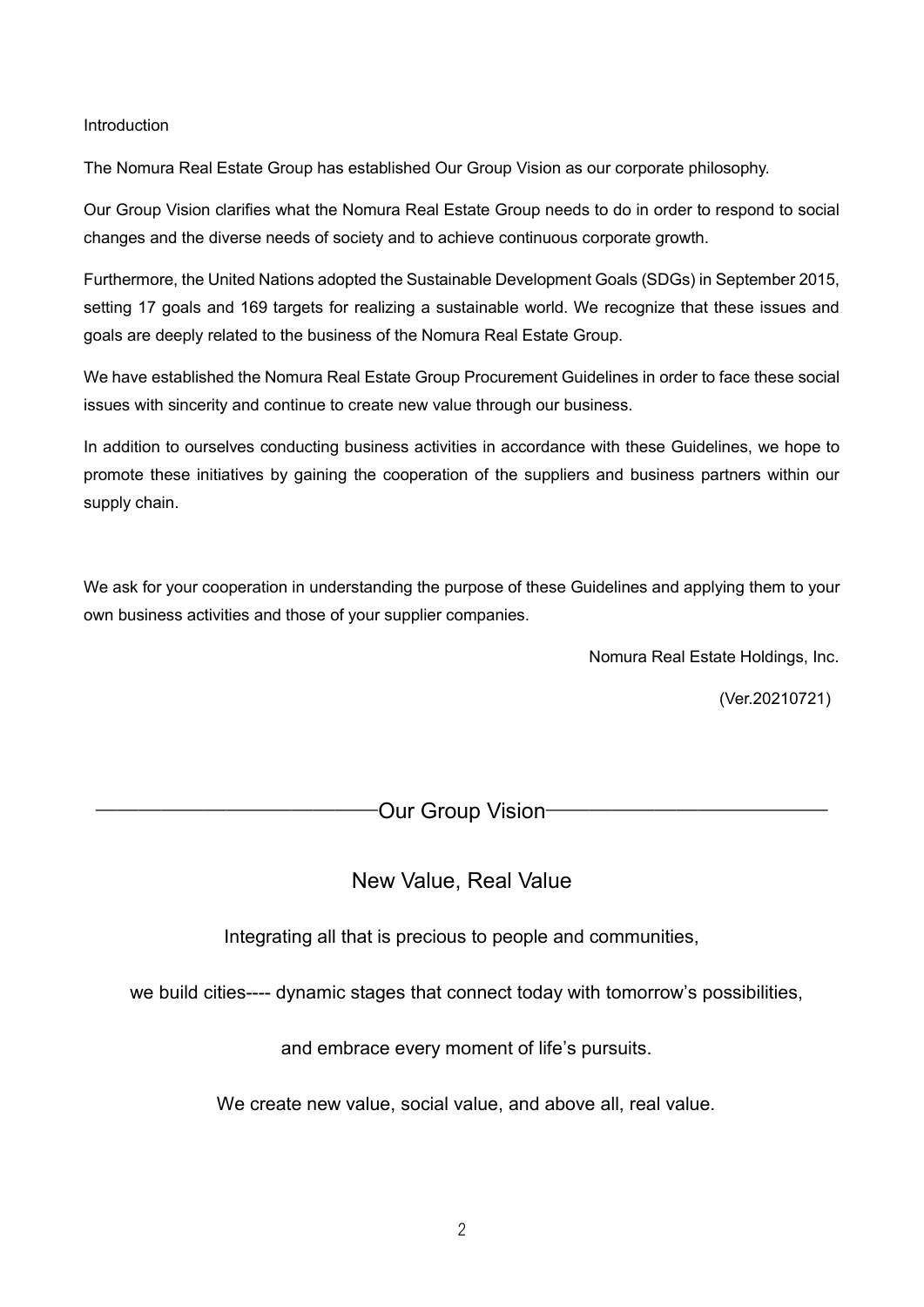## Introduction

The Nomura Real Estate Group has established Our Group Vision as our corporate philosophy.

Our Group Vision clarifies what the Nomura Real Estate Group needs to do in order to respond to social changes and the diverse needs of society and to achieve continuous corporate growth.

Furthermore, the United Nations adopted the Sustainable Development Goals (SDGs) in September 2015, setting 17 goals and 169 targets for realizing a sustainable world. We recognize that these issues and goals are deeply related to the business of the Nomura Real Estate Group.

We have established the Nomura Real Estate Group Procurement Guidelines in order to face these social issues with sincerity and continue to create new value through our business.

In addition to ourselves conducting business activities in accordance with these Guidelines, we hope to promote these initiatives by gaining the cooperation of the suppliers and business partners within our supply chain.

We ask for your cooperation in understanding the purpose of these Guidelines and applying them to your own business activities and those of your supplier companies.

Nomura Real Estate Holdings, Inc.

(Ver.20210721)

## Our Group Vision

### New Value, Real Value

Integrating all that is precious to people and communities,

we build cities---- dynamic stages that connect today with tomorrow's possibilities,

and embrace every moment of life's pursuits.

We create new value, social value, and above all, real value.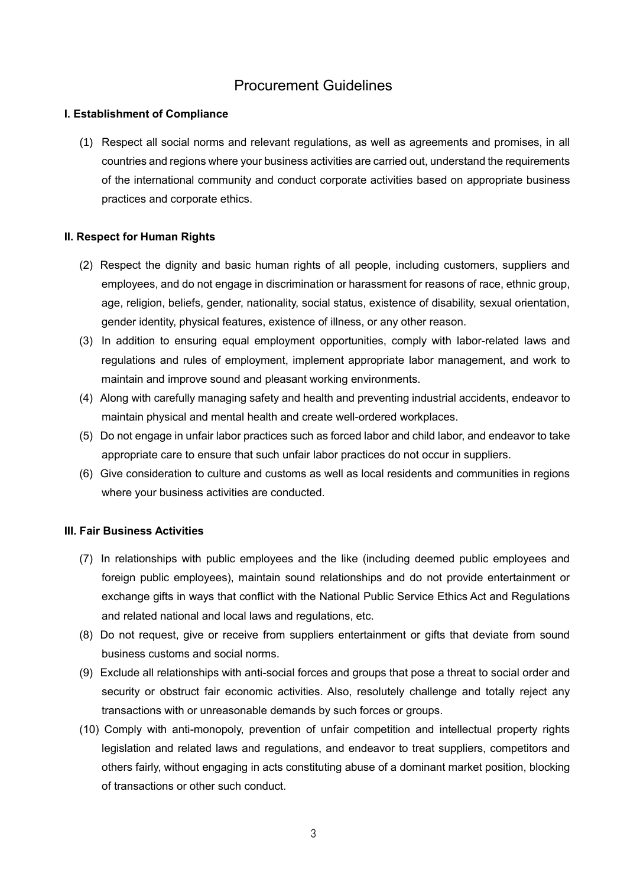# Procurement Guidelines

**I. Establishment of Compliance**

(1) Respect all social norms and relevant regulations, as well as agreements and promises, in all countries and regions where your business activities are carried out, understand the requirements of the international community and conduct corporate activities based on appropriate business practices and corporate ethics.

**II. Respect for Human Rights**

(2) Respect the dignity and basic human rights of all people, including customers, suppliers and employees, and do not engage in discrimination or harassment for reasons of race, ethnic group, age, religion, beliefs, gender, nationality, social status, existence of disability, sexual orientation, gender identity, physical features, existence of illness, or any other reason.

(3) In addition to ensuring equal employment opportunities, comply with labor-related laws and regulations and rules of employment, implement appropriate labor management, and work to maintain and improve sound and pleasant working environments.

(4) Along with carefully managing safety and health and preventing industrial accidents, endeavor to maintain physical and mental health and create well-ordered workplaces.

(5) Do not engage in unfair labor practices such as forced labor and child labor, and endeavor to take appropriate care to ensure that such unfair labor practices do not occur in suppliers.

(6) Give consideration to culture and customs as well as local residents and communities in regions where your business activities are conducted.

**III. Fair Business Activities**

(7) In relationships with public employees and the like (including deemed public employees and foreign public employees), maintain sound relationships and do not provide entertainment or exchange gifts in ways that conflict with the National Public Service Ethics Act and Regulations and related national and local laws and regulations, etc.

(8) Do not request, give or receive from suppliers entertainment or gifts that deviate from sound business customs and social norms.

(9) Exclude all relationships with anti-social forces and groups that pose a threat to social order and security or obstruct fair economic activities. Also, resolutely challenge and totally reject any transactions with or unreasonable demands by such forces or groups.

(10) Comply with anti-monopoly, prevention of unfair competition and intellectual property rights legislation and related laws and regulations, and endeavor to treat suppliers, competitors and others fairly, without engaging in acts constituting abuse of a dominant market position, blocking of transactions or other such conduct.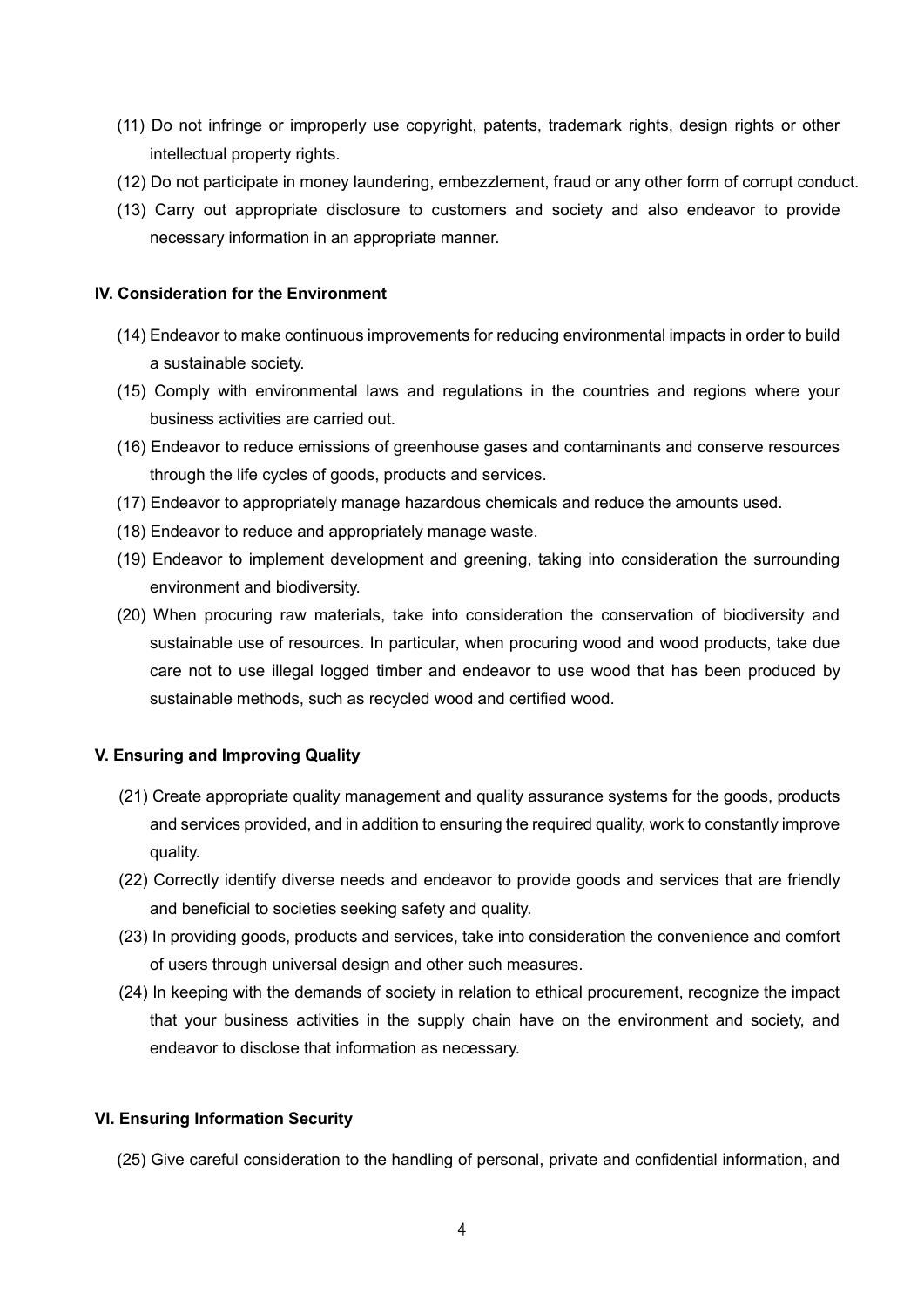(11) Do not infringe or improperly use copyright, patents, trademark rights, design rights or other intellectual property rights.

(12) Do not participate in money laundering, embezzlement, fraud or any other form of corrupt conduct.

(13) Carry out appropriate disclosure to customers and society and also endeavor to provide necessary information in an appropriate manner.

**IV. Consideration for the Environment**

(14) Endeavor to make continuous improvements for reducing environmental impacts in order to build a sustainable society.

(15) Comply with environmental laws and regulations in the countries and regions where your business activities are carried out.

(16) Endeavor to reduce emissions of greenhouse gases and contaminants and conserve resources through the life cycles of goods, products and services.

(17) Endeavor to appropriately manage hazardous chemicals and reduce the amounts used.

(18) Endeavor to reduce and appropriately manage waste.

(19) Endeavor to implement development and greening, taking into consideration the surrounding environment and biodiversity.

(20) When procuring raw materials, take into consideration the conservation of biodiversity and sustainable use of resources. In particular, when procuring wood and wood products, take due care not to use illegal logged timber and endeavor to use wood that has been produced by sustainable methods, such as recycled wood and certified wood.

**V. Ensuring and Improving Quality**

(21) Create appropriate quality management and quality assurance systems for the goods, products and services provided, and in addition to ensuring the required quality, work to constantly improve quality.

(22) Correctly identify diverse needs and endeavor to provide goods and services that are friendly and beneficial to societies seeking safety and quality.

(23) In providing goods, products and services, take into consideration the convenience and comfort of users through universal design and other such measures.

(24) In keeping with the demands of society in relation to ethical procurement, recognize the impact that your business activities in the supply chain have on the environment and society, and endeavor to disclose that information as necessary.

**VI. Ensuring Information Security**

(25) Give careful consideration to the handling of personal, private and confidential information, and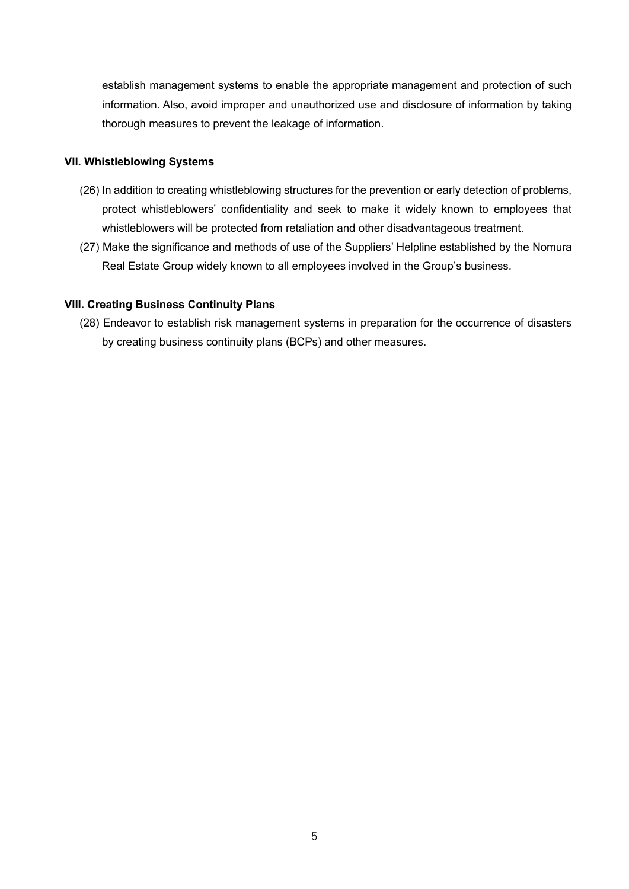establish management systems to enable the appropriate management and protection of such information. Also, avoid improper and unauthorized use and disclosure of information by taking thorough measures to prevent the leakage of information.

**VII. Whistleblowing Systems**

(26) In addition to creating whistleblowing structures for the prevention or early detection of problems, protect whistleblowers' confidentiality and seek to make it widely known to employees that whistleblowers will be protected from retaliation and other disadvantageous treatment.

(27) Make the significance and methods of use of the Suppliers' Helpline established by the Nomura Real Estate Group widely known to all employees involved in the Group's business.

**VIII. Creating Business Continuity Plans**

(28) Endeavor to establish risk management systems in preparation for the occurrence of disasters by creating business continuity plans (BCPs) and other measures.